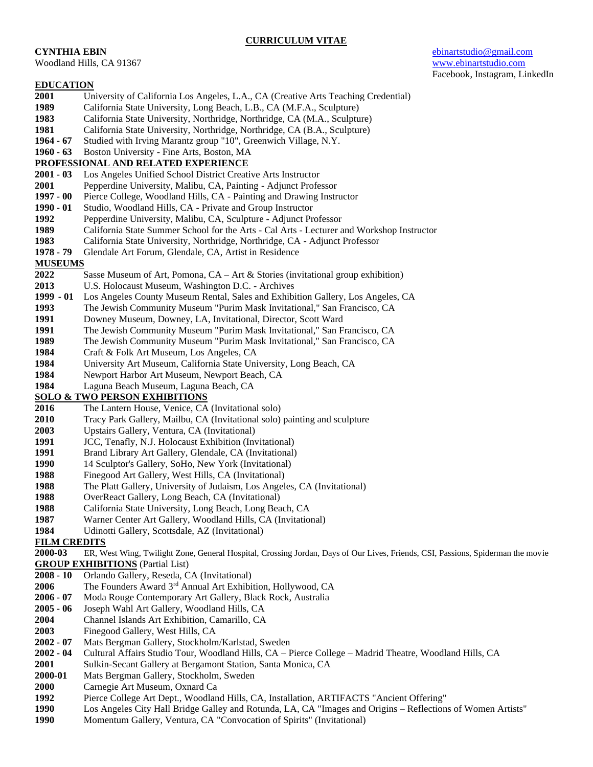# CURRICULUM VITAE

**CYNTHIA EBIN**
Woodland Hills, CA 91367

ebinartstudio@gmail.com
www.ebinartstudio.com
Facebook, Instagram, LinkedIn

## EDUCATION

**2001** University of California Los Angeles, L.A., CA (Creative Arts Teaching Credential)
**1989** California State University, Long Beach, L.B., CA (M.F.A., Sculpture)
**1983** California State University, Northridge, Northridge, CA (M.A., Sculpture)
**1981** California State University, Northridge, Northridge, CA (B.A., Sculpture)
**1964 - 67** Studied with Irving Marantz group "10", Greenwich Village, N.Y.
**1960 - 63** Boston University - Fine Arts, Boston, MA

## PROFESSIONAL AND RELATED EXPERIENCE

**2001 - 03** Los Angeles Unified School District Creative Arts Instructor
**2001** Pepperdine University, Malibu, CA, Painting - Adjunct Professor
**1997 - 00** Pierce College, Woodland Hills, CA - Painting and Drawing Instructor
**1990 - 01** Studio, Woodland Hills, CA - Private and Group Instructor
**1992** Pepperdine University, Malibu, CA, Sculpture - Adjunct Professor
**1989** California State Summer School for the Arts - Cal Arts - Lecturer and Workshop Instructor
**1983** California State University, Northridge, Northridge, CA - Adjunct Professor
**1978 - 79** Glendale Art Forum, Glendale, CA, Artist in Residence

## MUSEUMS

**2022** Sasse Museum of Art, Pomona, CA – Art & Stories (invitational group exhibition)
**2013** U.S. Holocaust Museum, Washington D.C. - Archives
**1999 - 01** Los Angeles County Museum Rental, Sales and Exhibition Gallery, Los Angeles, CA
**1993** The Jewish Community Museum "Purim Mask Invitational," San Francisco, CA
**1991** Downey Museum, Downey, LA, Invitational, Director, Scott Ward
**1991** The Jewish Community Museum "Purim Mask Invitational," San Francisco, CA
**1989** The Jewish Community Museum "Purim Mask Invitational," San Francisco, CA
**1984** Craft & Folk Art Museum, Los Angeles, CA
**1984** University Art Museum, California State University, Long Beach, CA
**1984** Newport Harbor Art Museum, Newport Beach, CA
**1984** Laguna Beach Museum, Laguna Beach, CA

## SOLO & TWO PERSON EXHIBITIONS

**2016** The Lantern House, Venice, CA (Invitational solo)
**2010** Tracy Park Gallery, Mailbu, CA (Invitational solo) painting and sculpture
**2003** Upstairs Gallery, Ventura, CA (Invitational)
**1991** JCC, Tenafly, N.J. Holocaust Exhibition (Invitational)
**1991** Brand Library Art Gallery, Glendale, CA (Invitational)
**1990** 14 Sculptor's Gallery, SoHo, New York (Invitational)
**1988** Finegood Art Gallery, West Hills, CA (Invitational)
**1988** The Platt Gallery, University of Judaism, Los Angeles, CA (Invitational)
**1988** OverReact Gallery, Long Beach, CA (Invitational)
**1988** California State University, Long Beach, Long Beach, CA
**1987** Warner Center Art Gallery, Woodland Hills, CA (Invitational)
**1984** Udinotti Gallery, Scottsdale, AZ (Invitational)

## FILM CREDITS

**2000-03** ER, West Wing, Twilight Zone, General Hospital, Crossing Jordan, Days of Our Lives, Friends, CSI, Passions, Spiderman the movie

## GROUP EXHIBITIONS (Partial List)

**2008 - 10** Orlando Gallery, Reseda, CA (Invitational)
**2006** The Founders Award 3rd Annual Art Exhibition, Hollywood, CA
**2006 - 07** Moda Rouge Contemporary Art Gallery, Black Rock, Australia
**2005 - 06** Joseph Wahl Art Gallery, Woodland Hills, CA
**2004** Channel Islands Art Exhibition, Camarillo, CA
**2003** Finegood Gallery, West Hills, CA
**2002 - 07** Mats Bergman Gallery, Stockholm/Karlstad, Sweden
**2002 - 04** Cultural Affairs Studio Tour, Woodland Hills, CA – Pierce College – Madrid Theatre, Woodland Hills, CA
**2001** Sulkin-Secant Gallery at Bergamont Station, Santa Monica, CA
**2000-01** Mats Bergman Gallery, Stockholm, Sweden
**2000** Carnegie Art Museum, Oxnard Ca
**1992** Pierce College Art Dept., Woodland Hills, CA, Installation, ARTIFACTS "Ancient Offering"
**1990** Los Angeles City Hall Bridge Galley and Rotunda, LA, CA "Images and Origins – Reflections of Women Artists"
**1990** Momentum Gallery, Ventura, CA "Convocation of Spirits" (Invitational)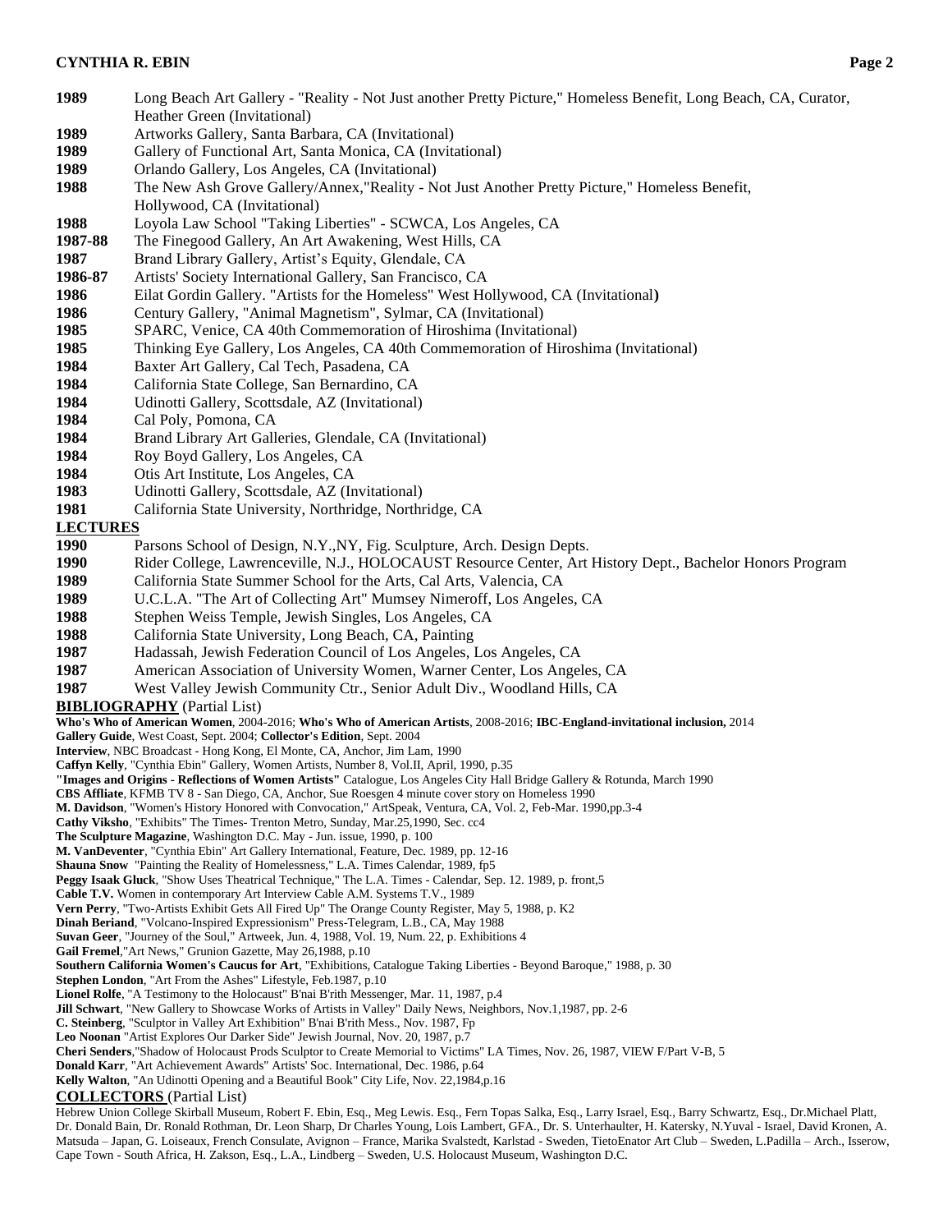**1989** Long Beach Art Gallery - "Reality - Not Just another Pretty Picture," Homeless Benefit, Long Beach, CA, Curator, Heather Green (Invitational)

**1989** Artworks Gallery, Santa Barbara, CA (Invitational)

**1989** Gallery of Functional Art, Santa Monica, CA (Invitational)

**1989** Orlando Gallery, Los Angeles, CA (Invitational)

**1988** The New Ash Grove Gallery/Annex,"Reality - Not Just Another Pretty Picture," Homeless Benefit, Hollywood, CA (Invitational)

**1988** Loyola Law School "Taking Liberties" - SCWCA, Los Angeles, CA

**1987-88** The Finegood Gallery, An Art Awakening, West Hills, CA

**1987** Brand Library Gallery, Artist's Equity, Glendale, CA

**1986-87** Artists' Society International Gallery, San Francisco, CA

**1986** Eilat Gordin Gallery. "Artists for the Homeless" West Hollywood, CA (Invitational**)**

**1986** Century Gallery, "Animal Magnetism", Sylmar, CA (Invitational)

**1985** SPARC, Venice, CA 40th Commemoration of Hiroshima (Invitational)

**1985** Thinking Eye Gallery, Los Angeles, CA 40th Commemoration of Hiroshima (Invitational)

**1984** Baxter Art Gallery, Cal Tech, Pasadena, CA

**1984** California State College, San Bernardino, CA

**1984** Udinotti Gallery, Scottsdale, AZ (Invitational)

**1984** Cal Poly, Pomona, CA

**1984** Brand Library Art Galleries, Glendale, CA (Invitational)

**1984** Roy Boyd Gallery, Los Angeles, CA

**1984** Otis Art Institute, Los Angeles, CA

**1983** Udinotti Gallery, Scottsdale, AZ (Invitational)

**1981** California State University, Northridge, Northridge, CA

## LECTURES

**1990** Parsons School of Design, N.Y.,NY, Fig. Sculpture, Arch. Design Depts.

**1990** Rider College, Lawrenceville, N.J., HOLOCAUST Resource Center, Art History Dept., Bachelor Honors Program

**1989** California State Summer School for the Arts, Cal Arts, Valencia, CA

**1989** U.C.L.A. "The Art of Collecting Art" Mumsey Nimeroff, Los Angeles, CA

**1988** Stephen Weiss Temple, Jewish Singles, Los Angeles, CA

**1988** California State University, Long Beach, CA, Painting

**1987** Hadassah, Jewish Federation Council of Los Angeles, Los Angeles, CA

**1987** American Association of University Women, Warner Center, Los Angeles, CA

**1987** West Valley Jewish Community Ctr., Senior Adult Div., Woodland Hills, CA

## BIBLIOGRAPHY (Partial List)

**Who's Who of American Women**, 2004-2016; **Who's Who of American Artists**, 2008-2016; **IBC-England-invitational inclusion,** 2014

**Gallery Guide**, West Coast, Sept. 2004; **Collector's Edition**, Sept. 2004

**Interview**, NBC Broadcast - Hong Kong, El Monte, CA, Anchor, Jim Lam, 1990

**Caffyn Kelly**, "Cynthia Ebin" Gallery, Women Artists, Number 8, Vol.II, April, 1990, p.35

**"Images and Origins - Reflections of Women Artists"** Catalogue, Los Angeles City Hall Bridge Gallery & Rotunda, March 1990

**CBS Affliate**, KFMB TV 8 - San Diego, CA, Anchor, Sue Roesgen 4 minute cover story on Homeless 1990

**M. Davidson**, "Women's History Honored with Convocation," ArtSpeak, Ventura, CA, Vol. 2, Feb-Mar. 1990,pp.3-4

**Cathy Viksho**, "Exhibits" The Times- Trenton Metro, Sunday, Mar.25,1990, Sec. cc4

**The Sculpture Magazine**, Washington D.C. May - Jun. issue, 1990, p. 100

**M. VanDeventer**, "Cynthia Ebin" Art Gallery International, Feature, Dec. 1989, pp. 12-16

**Shauna Snow** "Painting the Reality of Homelessness," L.A. Times Calendar, 1989, fp5

**Peggy Isaak Gluck**, "Show Uses Theatrical Technique," The L.A. Times - Calendar, Sep. 12. 1989, p. front,5

**Cable T.V.** Women in contemporary Art Interview Cable A.M. Systems T.V., 1989

**Vern Perry**, "Two-Artists Exhibit Gets All Fired Up" The Orange County Register, May 5, 1988, p. K2

**Dinah Beriand**, "Volcano-Inspired Expressionism" Press-Telegram, L.B., CA, May 1988

**Suvan Geer**, "Journey of the Soul," Artweek, Jun. 4, 1988, Vol. 19, Num. 22, p. Exhibitions 4

**Gail Fremel**,"Art News," Grunion Gazette, May 26,1988, p.10

**Southern California Women's Caucus for Art**, "Exhibitions, Catalogue Taking Liberties - Beyond Baroque," 1988, p. 30

**Stephen London**, "Art From the Ashes" Lifestyle, Feb.1987, p.10

**Lionel Rolfe**, "A Testimony to the Holocaust" B'nai B'rith Messenger, Mar. 11, 1987, p.4

**Jill Schwart**, "New Gallery to Showcase Works of Artists in Valley" Daily News, Neighbors, Nov.1,1987, pp. 2-6

**C. Steinberg**, "Sculptor in Valley Art Exhibition" B'nai B'rith Mess., Nov. 1987, Fp

**Leo Noonan** "Artist Explores Our Darker Side" Jewish Journal, Nov. 20, 1987, p.7

**Cheri Senders**,"Shadow of Holocaust Prods Sculptor to Create Memorial to Victims" LA Times, Nov. 26, 1987, VIEW F/Part V-B, 5

**Donald Karr**, "Art Achievement Awards" Artists' Soc. International, Dec. 1986, p.64

**Kelly Walton**, "An Udinotti Opening and a Beautiful Book" City Life, Nov. 22,1984,p.16

## COLLECTORS (Partial List)

Hebrew Union College Skirball Museum, Robert F. Ebin, Esq., Meg Lewis. Esq., Fern Topas Salka, Esq., Larry Israel, Esq., Barry Schwartz, Esq., Dr.Michael Platt, Dr. Donald Bain, Dr. Ronald Rothman, Dr. Leon Sharp, Dr Charles Young, Lois Lambert, GFA., Dr. S. Unterhaulter, H. Katersky, N.Yuval - Israel, David Kronen, A. Matsuda – Japan, G. Loiseaux, French Consulate, Avignon – France, Marika Svalstedt, Karlstad - Sweden, TietoEnator Art Club – Sweden, L.Padilla – Arch., Isserow, Cape Town - South Africa, H. Zakson, Esq., L.A., Lindberg – Sweden, U.S. Holocaust Museum, Washington D.C.